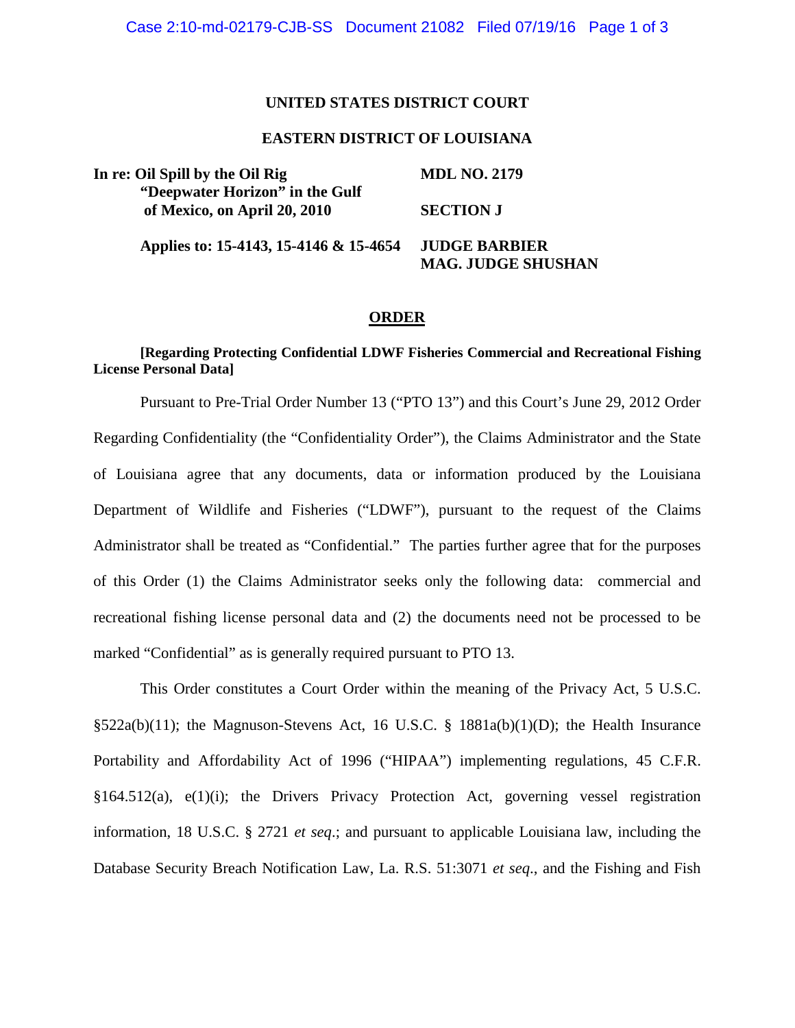**UNITED STATES DISTRICT COURT**

**EASTERN DISTRICT OF LOUISIANA**

| | |
|---|---|
| **In re: Oil Spill by the Oil Rig "Deepwater Horizon" in the Gulf of Mexico, on April 20, 2010** | **MDL NO. 2179** |
| | **SECTION J** |
| **Applies to: 15-4143, 15-4146 & 15-4654** | **JUDGE BARBIER** **MAG. JUDGE SHUSHAN** |

**ORDER**

**[Regarding Protecting Confidential LDWF Fisheries Commercial and Recreational Fishing License Personal Data]**

Pursuant to Pre-Trial Order Number 13 ("PTO 13") and this Court's June 29, 2012 Order Regarding Confidentiality (the "Confidentiality Order"), the Claims Administrator and the State of Louisiana agree that any documents, data or information produced by the Louisiana Department of Wildlife and Fisheries ("LDWF"), pursuant to the request of the Claims Administrator shall be treated as "Confidential." The parties further agree that for the purposes of this Order (1) the Claims Administrator seeks only the following data: commercial and recreational fishing license personal data and (2) the documents need not be processed to be marked "Confidential" as is generally required pursuant to PTO 13.

This Order constitutes a Court Order within the meaning of the Privacy Act, 5 U.S.C. §522a(b)(11); the Magnuson-Stevens Act, 16 U.S.C. § 1881a(b)(1)(D); the Health Insurance Portability and Affordability Act of 1996 ("HIPAA") implementing regulations, 45 C.F.R. §164.512(a), e(1)(i); the Drivers Privacy Protection Act, governing vessel registration information, 18 U.S.C. § 2721 *et seq*.; and pursuant to applicable Louisiana law, including the Database Security Breach Notification Law, La. R.S. 51:3071 *et seq*., and the Fishing and Fish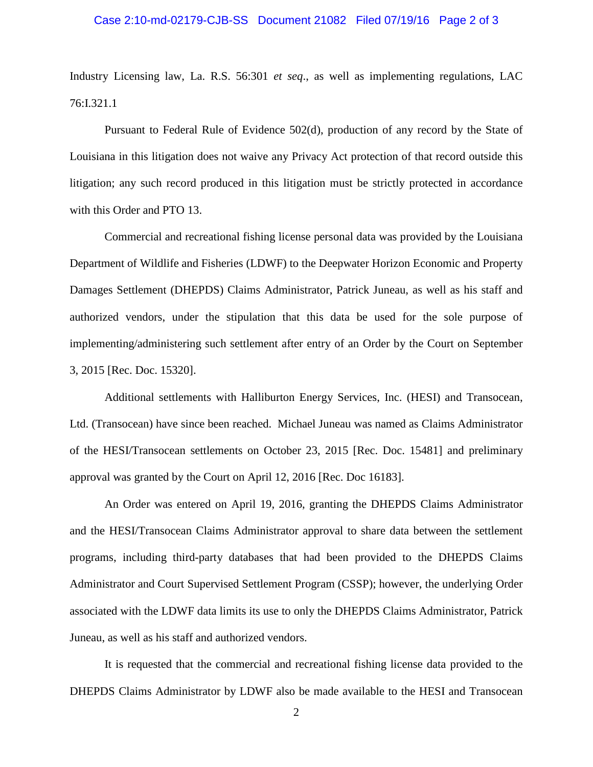Industry Licensing law, La. R.S. 56:301 *et seq*., as well as implementing regulations, LAC 76:I.321.1

Pursuant to Federal Rule of Evidence 502(d), production of any record by the State of Louisiana in this litigation does not waive any Privacy Act protection of that record outside this litigation; any such record produced in this litigation must be strictly protected in accordance with this Order and PTO 13.

Commercial and recreational fishing license personal data was provided by the Louisiana Department of Wildlife and Fisheries (LDWF) to the Deepwater Horizon Economic and Property Damages Settlement (DHEPDS) Claims Administrator, Patrick Juneau, as well as his staff and authorized vendors, under the stipulation that this data be used for the sole purpose of implementing/administering such settlement after entry of an Order by the Court on September 3, 2015 [Rec. Doc. 15320].

Additional settlements with Halliburton Energy Services, Inc. (HESI) and Transocean, Ltd. (Transocean) have since been reached. Michael Juneau was named as Claims Administrator of the HESI/Transocean settlements on October 23, 2015 [Rec. Doc. 15481] and preliminary approval was granted by the Court on April 12, 2016 [Rec. Doc 16183].

An Order was entered on April 19, 2016, granting the DHEPDS Claims Administrator and the HESI/Transocean Claims Administrator approval to share data between the settlement programs, including third-party databases that had been provided to the DHEPDS Claims Administrator and Court Supervised Settlement Program (CSSP); however, the underlying Order associated with the LDWF data limits its use to only the DHEPDS Claims Administrator, Patrick Juneau, as well as his staff and authorized vendors.

It is requested that the commercial and recreational fishing license data provided to the DHEPDS Claims Administrator by LDWF also be made available to the HESI and Transocean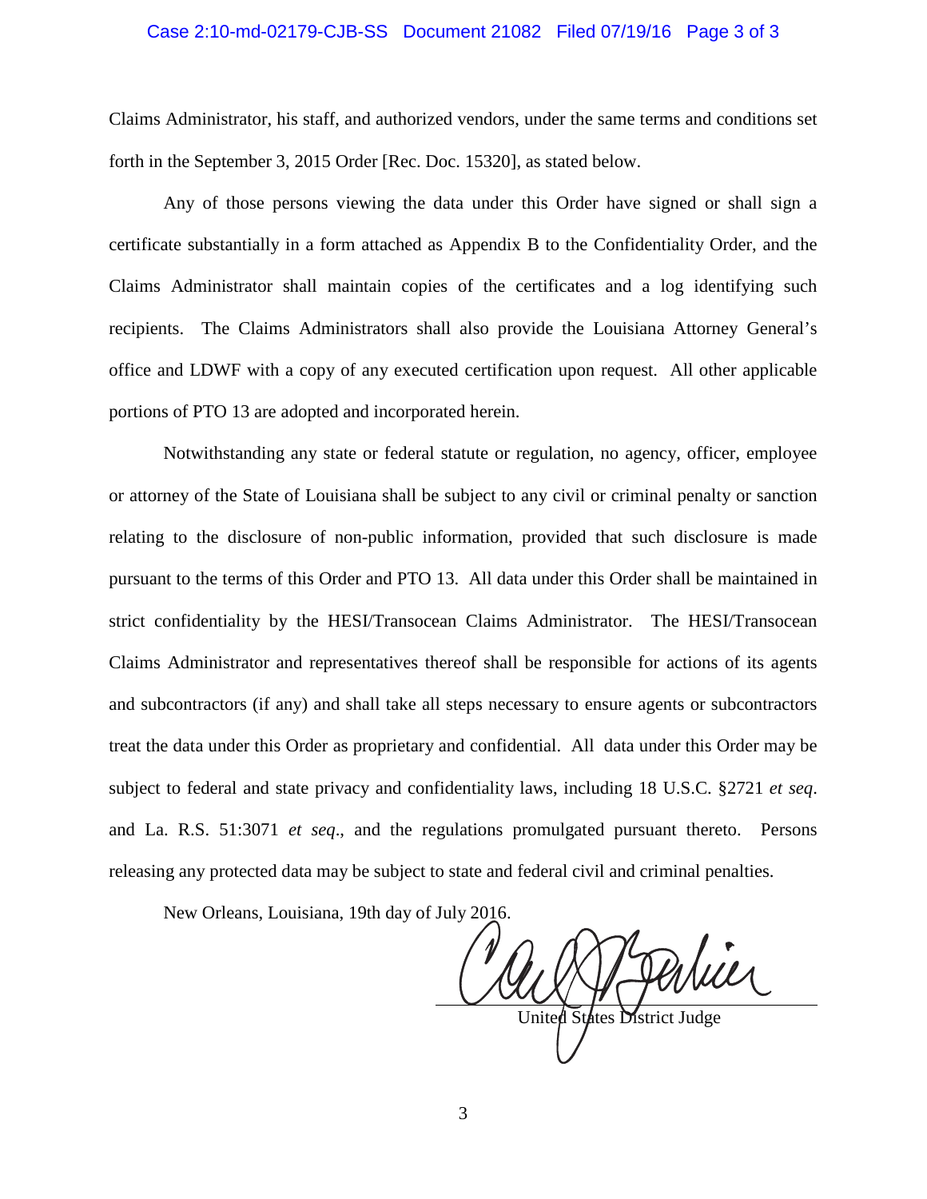Claims Administrator, his staff, and authorized vendors, under the same terms and conditions set forth in the September 3, 2015 Order [Rec. Doc. 15320], as stated below.

Any of those persons viewing the data under this Order have signed or shall sign a certificate substantially in a form attached as Appendix B to the Confidentiality Order, and the Claims Administrator shall maintain copies of the certificates and a log identifying such recipients. The Claims Administrators shall also provide the Louisiana Attorney General's office and LDWF with a copy of any executed certification upon request. All other applicable portions of PTO 13 are adopted and incorporated herein.

Notwithstanding any state or federal statute or regulation, no agency, officer, employee or attorney of the State of Louisiana shall be subject to any civil or criminal penalty or sanction relating to the disclosure of non-public information, provided that such disclosure is made pursuant to the terms of this Order and PTO 13. All data under this Order shall be maintained in strict confidentiality by the HESI/Transocean Claims Administrator. The HESI/Transocean Claims Administrator and representatives thereof shall be responsible for actions of its agents and subcontractors (if any) and shall take all steps necessary to ensure agents or subcontractors treat the data under this Order as proprietary and confidential. All data under this Order may be subject to federal and state privacy and confidentiality laws, including 18 U.S.C. §2721 *et seq*. and La. R.S. 51:3071 *et seq*., and the regulations promulgated pursuant thereto. Persons releasing any protected data may be subject to state and federal civil and criminal penalties.

New Orleans, Louisiana, 19th day of July 2016.

United States District Judge